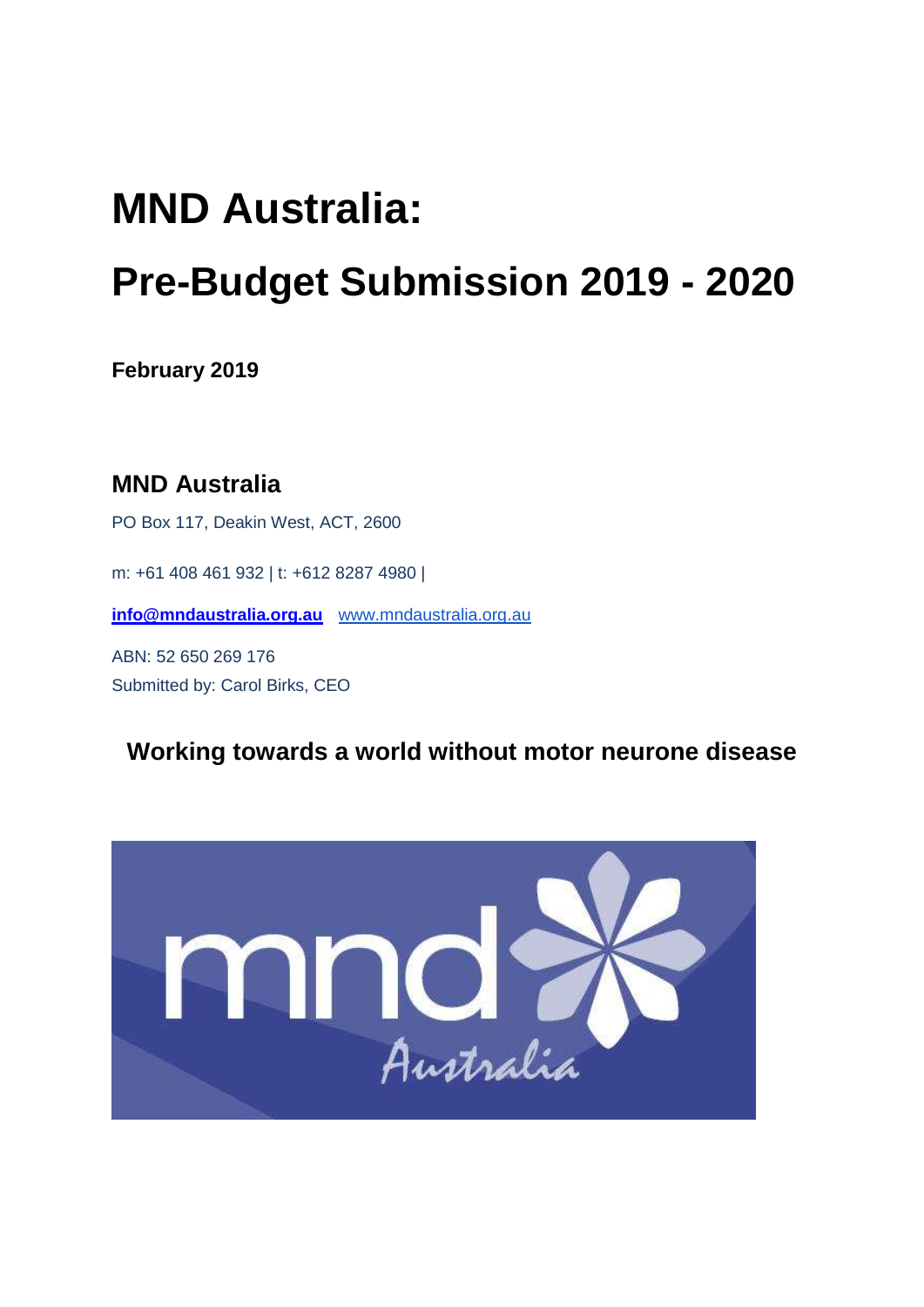# MND Australia:

# Pre-Budget Submission 2019 - 2020

**February 2019**

## MND Australia

PO Box 117, Deakin West, ACT, 2600

m: +61 408 461 932 | t: +612 8287 4980 |

**info@mndaustralia.org.au** www.mndaustralia.org.au

ABN: 52 650 269 176
Submitted by: Carol Birks, CEO

**Working towards a world without motor neurone disease**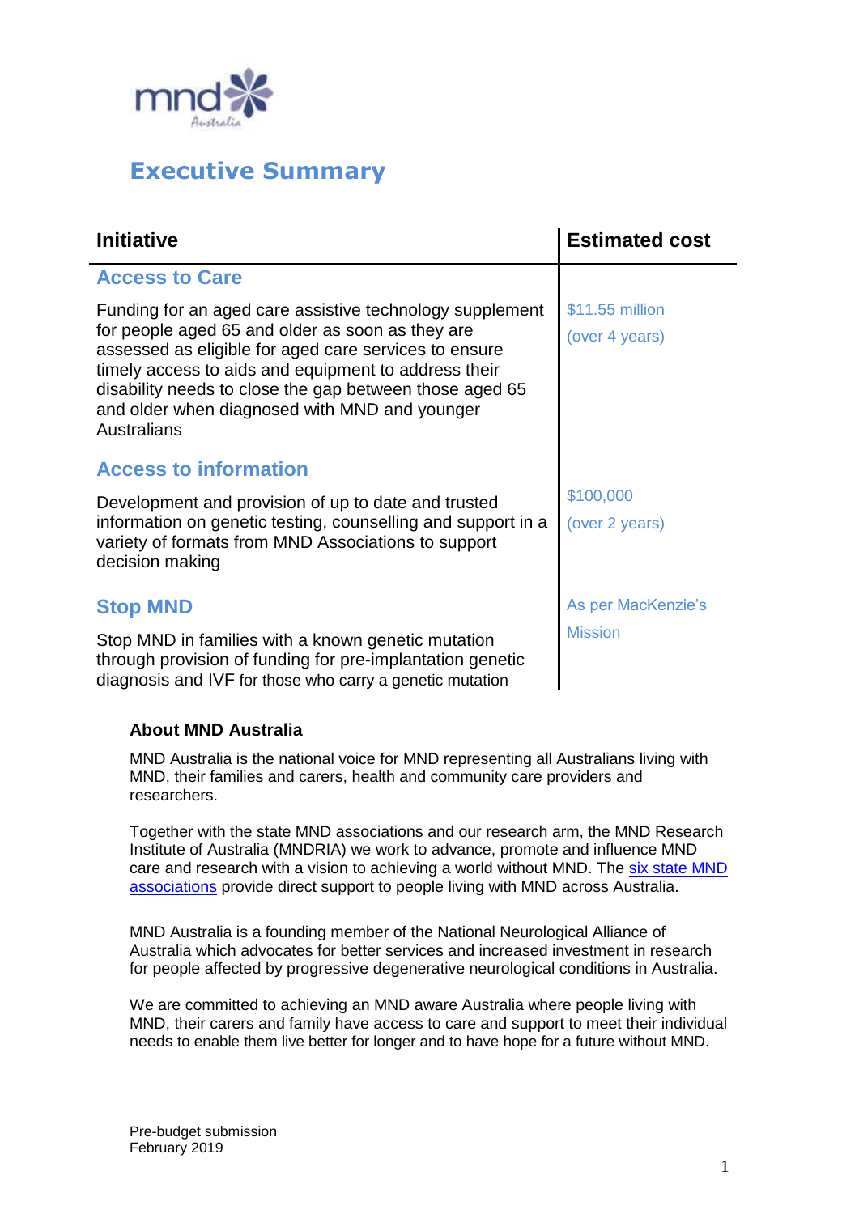# Executive Summary

| Initiative | Estimated cost |
| --- | --- |
| **Access to Care** | |
| Funding for an aged care assistive technology supplement for people aged 65 and older as soon as they are assessed as eligible for aged care services to ensure timely access to aids and equipment to address their disability needs to close the gap between those aged 65 and older when diagnosed with MND and younger Australians | $11.55 million (over 4 years) |
| **Access to information** | |
| Development and provision of up to date and trusted information on genetic testing, counselling and support in a variety of formats from MND Associations to support decision making | $100,000 (over 2 years) |
| **Stop MND** | As per MacKenzie's Mission |
| Stop MND in families with a known genetic mutation through provision of funding for pre-implantation genetic diagnosis and IVF for those who carry a genetic mutation | |

### About MND Australia

MND Australia is the national voice for MND representing all Australians living with MND, their families and carers, health and community care providers and researchers.

Together with the state MND associations and our research arm, the MND Research Institute of Australia (MNDRIA) we work to advance, promote and influence MND care and research with a vision to achieving a world without MND. The six state MND associations provide direct support to people living with MND across Australia.

MND Australia is a founding member of the National Neurological Alliance of Australia which advocates for better services and increased investment in research for people affected by progressive degenerative neurological conditions in Australia.

We are committed to achieving an MND aware Australia where people living with MND, their carers and family have access to care and support to meet their individual needs to enable them live better for longer and to have hope for a future without MND.

Pre-budget submission
February 2019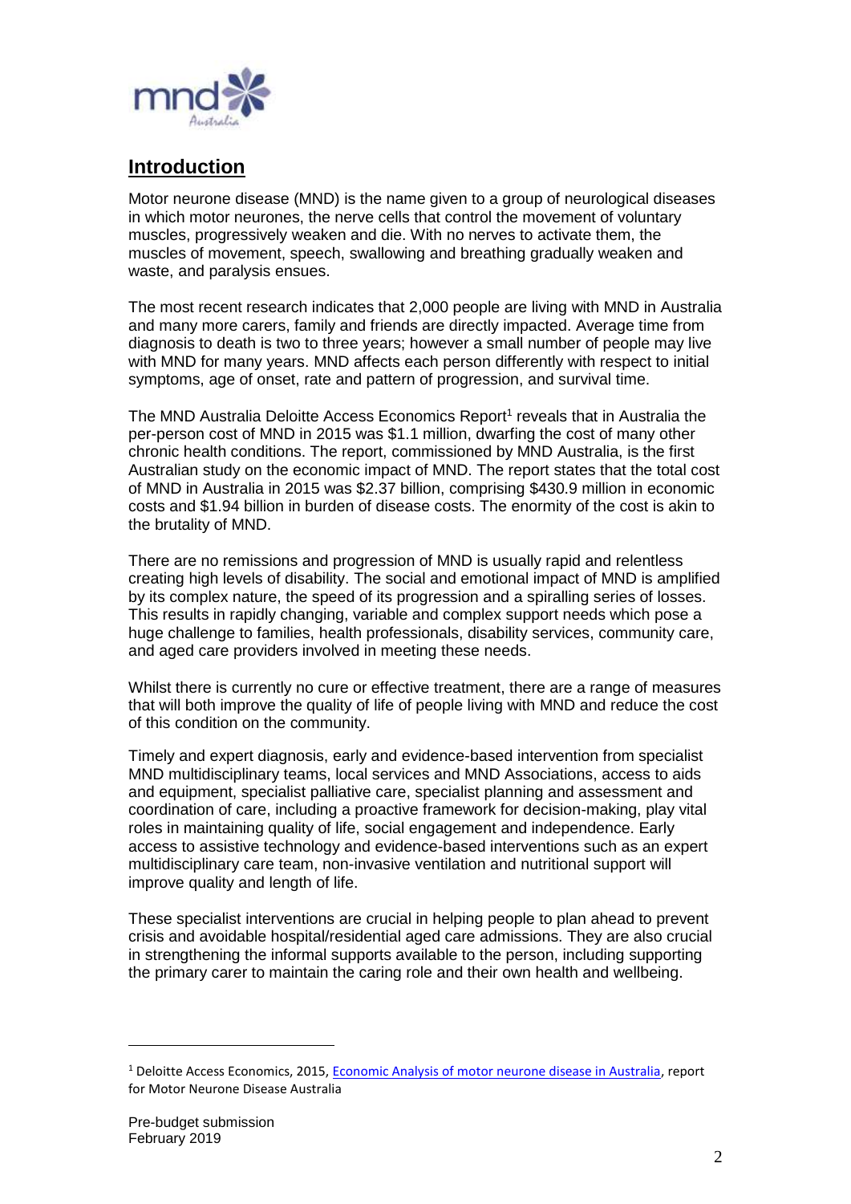## Introduction

Motor neurone disease (MND) is the name given to a group of neurological diseases in which motor neurones, the nerve cells that control the movement of voluntary muscles, progressively weaken and die. With no nerves to activate them, the muscles of movement, speech, swallowing and breathing gradually weaken and waste, and paralysis ensues.

The most recent research indicates that 2,000 people are living with MND in Australia and many more carers, family and friends are directly impacted. Average time from diagnosis to death is two to three years; however a small number of people may live with MND for many years. MND affects each person differently with respect to initial symptoms, age of onset, rate and pattern of progression, and survival time.

The MND Australia Deloitte Access Economics Report[1] reveals that in Australia the per-person cost of MND in 2015 was $1.1 million, dwarfing the cost of many other chronic health conditions. The report, commissioned by MND Australia, is the first Australian study on the economic impact of MND. The report states that the total cost of MND in Australia in 2015 was $2.37 billion, comprising $430.9 million in economic costs and $1.94 billion in burden of disease costs. The enormity of the cost is akin to the brutality of MND.

There are no remissions and progression of MND is usually rapid and relentless creating high levels of disability. The social and emotional impact of MND is amplified by its complex nature, the speed of its progression and a spiralling series of losses. This results in rapidly changing, variable and complex support needs which pose a huge challenge to families, health professionals, disability services, community care, and aged care providers involved in meeting these needs.

Whilst there is currently no cure or effective treatment, there are a range of measures that will both improve the quality of life of people living with MND and reduce the cost of this condition on the community.

Timely and expert diagnosis, early and evidence-based intervention from specialist MND multidisciplinary teams, local services and MND Associations, access to aids and equipment, specialist palliative care, specialist planning and assessment and coordination of care, including a proactive framework for decision-making, play vital roles in maintaining quality of life, social engagement and independence. Early access to assistive technology and evidence-based interventions such as an expert multidisciplinary care team, non-invasive ventilation and nutritional support will improve quality and length of life.

These specialist interventions are crucial in helping people to plan ahead to prevent crisis and avoidable hospital/residential aged care admissions. They are also crucial in strengthening the informal supports available to the person, including supporting the primary carer to maintain the caring role and their own health and wellbeing.

---

[1] Deloitte Access Economics, 2015, Economic Analysis of motor neurone disease in Australia, report for Motor Neurone Disease Australia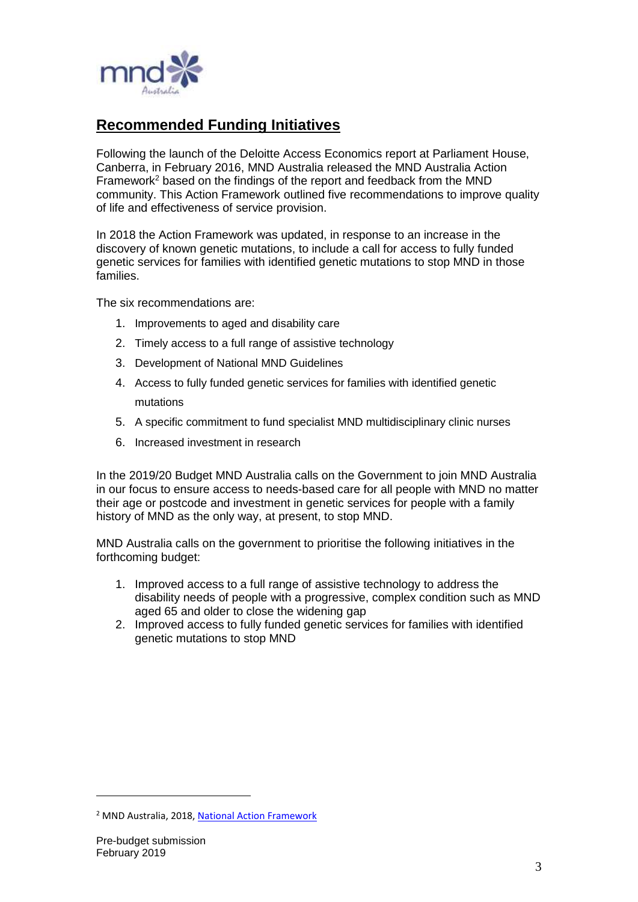## Recommended Funding Initiatives

Following the launch of the Deloitte Access Economics report at Parliament House, Canberra, in February 2016, MND Australia released the MND Australia Action Framework[2] based on the findings of the report and feedback from the MND community. This Action Framework outlined five recommendations to improve quality of life and effectiveness of service provision.

In 2018 the Action Framework was updated, in response to an increase in the discovery of known genetic mutations, to include a call for access to fully funded genetic services for families with identified genetic mutations to stop MND in those families.

The six recommendations are:

1. Improvements to aged and disability care
2. Timely access to a full range of assistive technology
3. Development of National MND Guidelines
4. Access to fully funded genetic services for families with identified genetic mutations
5. A specific commitment to fund specialist MND multidisciplinary clinic nurses
6. Increased investment in research

In the 2019/20 Budget MND Australia calls on the Government to join MND Australia in our focus to ensure access to needs-based care for all people with MND no matter their age or postcode and investment in genetic services for people with a family history of MND as the only way, at present, to stop MND.

MND Australia calls on the government to prioritise the following initiatives in the forthcoming budget:

1. Improved access to a full range of assistive technology to address the disability needs of people with a progressive, complex condition such as MND aged 65 and older to close the widening gap
2. Improved access to fully funded genetic services for families with identified genetic mutations to stop MND

[2] MND Australia, 2018, National Action Framework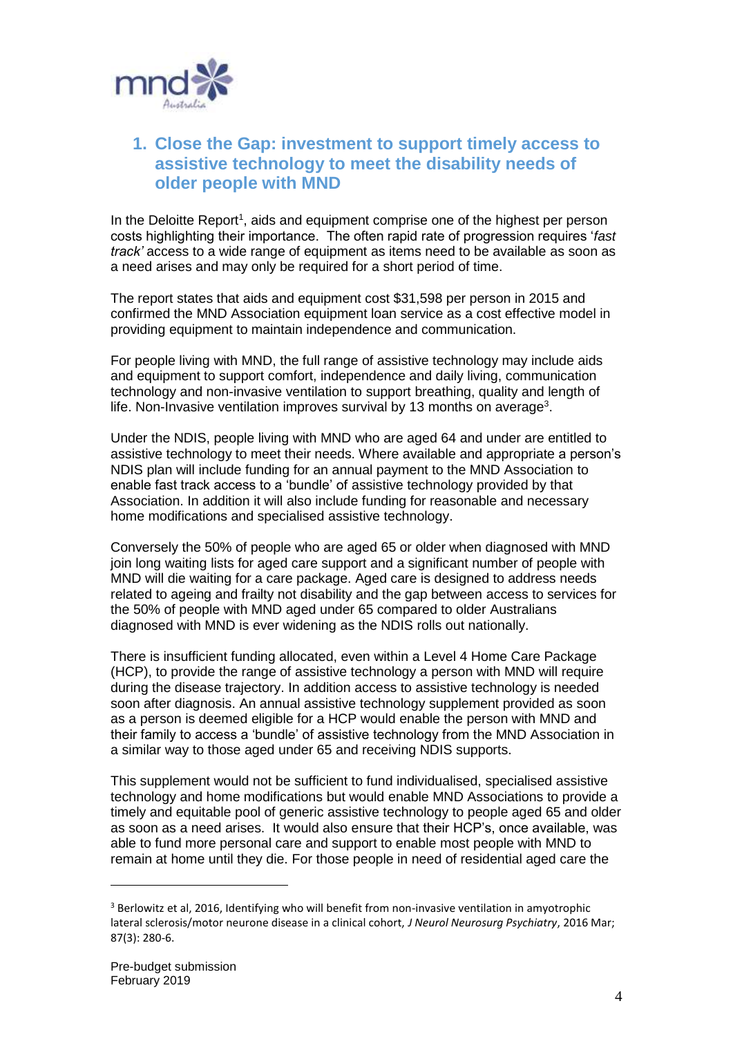## 1. Close the Gap: investment to support timely access to assistive technology to meet the disability needs of older people with MND

In the Deloitte Report[1], aids and equipment comprise one of the highest per person costs highlighting their importance. The often rapid rate of progression requires '*fast track'* access to a wide range of equipment as items need to be available as soon as a need arises and may only be required for a short period of time.

The report states that aids and equipment cost $31,598 per person in 2015 and confirmed the MND Association equipment loan service as a cost effective model in providing equipment to maintain independence and communication.

For people living with MND, the full range of assistive technology may include aids and equipment to support comfort, independence and daily living, communication technology and non-invasive ventilation to support breathing, quality and length of life. Non-Invasive ventilation improves survival by 13 months on average[3].

Under the NDIS, people living with MND who are aged 64 and under are entitled to assistive technology to meet their needs. Where available and appropriate a person's NDIS plan will include funding for an annual payment to the MND Association to enable fast track access to a 'bundle' of assistive technology provided by that Association. In addition it will also include funding for reasonable and necessary home modifications and specialised assistive technology.

Conversely the 50% of people who are aged 65 or older when diagnosed with MND join long waiting lists for aged care support and a significant number of people with MND will die waiting for a care package. Aged care is designed to address needs related to ageing and frailty not disability and the gap between access to services for the 50% of people with MND aged under 65 compared to older Australians diagnosed with MND is ever widening as the NDIS rolls out nationally.

There is insufficient funding allocated, even within a Level 4 Home Care Package (HCP), to provide the range of assistive technology a person with MND will require during the disease trajectory. In addition access to assistive technology is needed soon after diagnosis. An annual assistive technology supplement provided as soon as a person is deemed eligible for a HCP would enable the person with MND and their family to access a 'bundle' of assistive technology from the MND Association in a similar way to those aged under 65 and receiving NDIS supports.

This supplement would not be sufficient to fund individualised, specialised assistive technology and home modifications but would enable MND Associations to provide a timely and equitable pool of generic assistive technology to people aged 65 and older as soon as a need arises. It would also ensure that their HCP's, once available, was able to fund more personal care and support to enable most people with MND to remain at home until they die. For those people in need of residential aged care the

---

[3] Berlowitz et al, 2016, Identifying who will benefit from non-invasive ventilation in amyotrophic lateral sclerosis/motor neurone disease in a clinical cohort, *J Neurol Neurosurg Psychiatry*, 2016 Mar; 87(3): 280-6.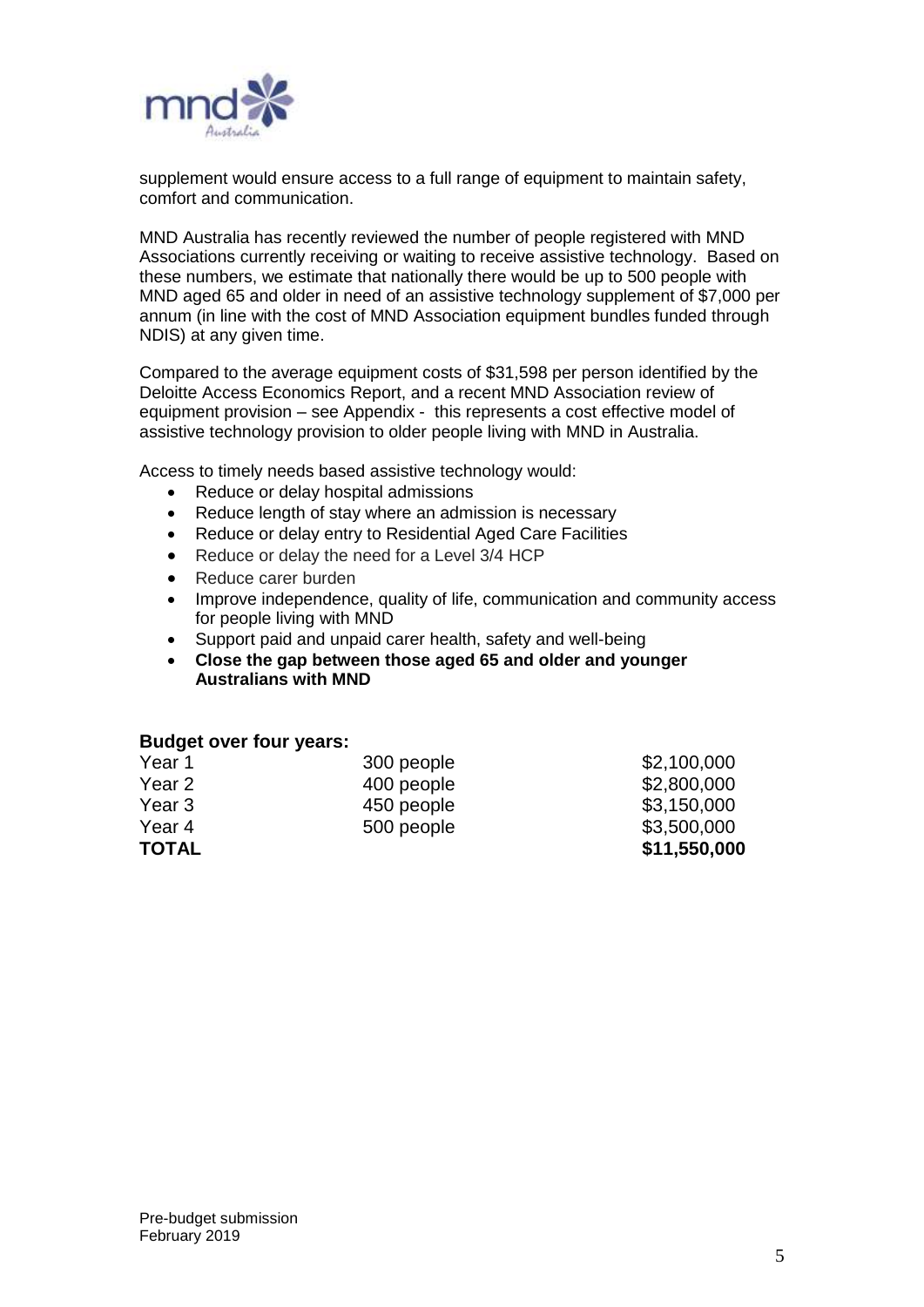supplement would ensure access to a full range of equipment to maintain safety, comfort and communication.

MND Australia has recently reviewed the number of people registered with MND Associations currently receiving or waiting to receive assistive technology. Based on these numbers, we estimate that nationally there would be up to 500 people with MND aged 65 and older in need of an assistive technology supplement of $7,000 per annum (in line with the cost of MND Association equipment bundles funded through NDIS) at any given time.

Compared to the average equipment costs of $31,598 per person identified by the Deloitte Access Economics Report, and a recent MND Association review of equipment provision – see Appendix - this represents a cost effective model of assistive technology provision to older people living with MND in Australia.

Access to timely needs based assistive technology would:

- Reduce or delay hospital admissions
- Reduce length of stay where an admission is necessary
- Reduce or delay entry to Residential Aged Care Facilities
- Reduce or delay the need for a Level 3/4 HCP
- Reduce carer burden
- Improve independence, quality of life, communication and community access for people living with MND
- Support paid and unpaid carer health, safety and well-being
- **Close the gap between those aged 65 and older and younger Australians with MND**

**Budget over four years:**

| | | |
|---|---|---|
| Year 1 | 300 people | $2,100,000 |
| Year 2 | 400 people | $2,800,000 |
| Year 3 | 450 people | $3,150,000 |
| Year 4 | 500 people | $3,500,000 |
| **TOTAL** | | **$11,550,000** |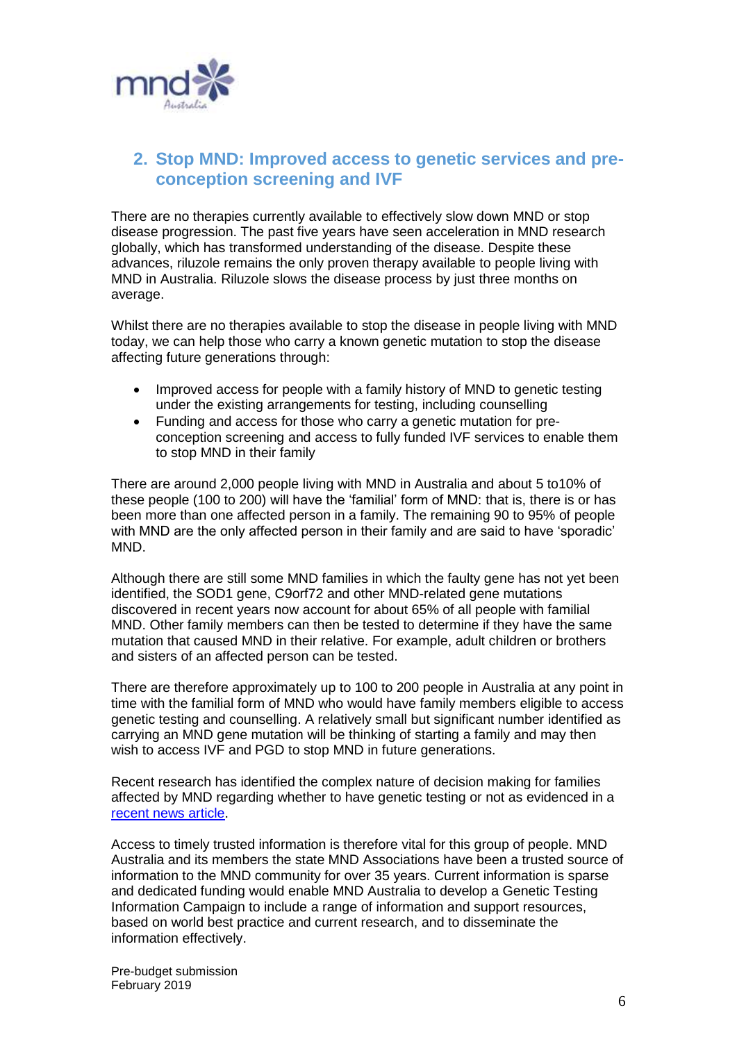## 2. Stop MND: Improved access to genetic services and pre-conception screening and IVF

There are no therapies currently available to effectively slow down MND or stop disease progression. The past five years have seen acceleration in MND research globally, which has transformed understanding of the disease. Despite these advances, riluzole remains the only proven therapy available to people living with MND in Australia. Riluzole slows the disease process by just three months on average.

Whilst there are no therapies available to stop the disease in people living with MND today, we can help those who carry a known genetic mutation to stop the disease affecting future generations through:

- Improved access for people with a family history of MND to genetic testing under the existing arrangements for testing, including counselling
- Funding and access for those who carry a genetic mutation for pre-conception screening and access to fully funded IVF services to enable them to stop MND in their family

There are around 2,000 people living with MND in Australia and about 5 to10% of these people (100 to 200) will have the 'familial' form of MND: that is, there is or has been more than one affected person in a family. The remaining 90 to 95% of people with MND are the only affected person in their family and are said to have 'sporadic' MND.

Although there are still some MND families in which the faulty gene has not yet been identified, the SOD1 gene, C9orf72 and other MND-related gene mutations discovered in recent years now account for about 65% of all people with familial MND. Other family members can then be tested to determine if they have the same mutation that caused MND in their relative. For example, adult children or brothers and sisters of an affected person can be tested.

There are therefore approximately up to 100 to 200 people in Australia at any point in time with the familial form of MND who would have family members eligible to access genetic testing and counselling. A relatively small but significant number identified as carrying an MND gene mutation will be thinking of starting a family and may then wish to access IVF and PGD to stop MND in future generations.

Recent research has identified the complex nature of decision making for families affected by MND regarding whether to have genetic testing or not as evidenced in a recent news article.

Access to timely trusted information is therefore vital for this group of people. MND Australia and its members the state MND Associations have been a trusted source of information to the MND community for over 35 years. Current information is sparse and dedicated funding would enable MND Australia to develop a Genetic Testing Information Campaign to include a range of information and support resources, based on world best practice and current research, and to disseminate the information effectively.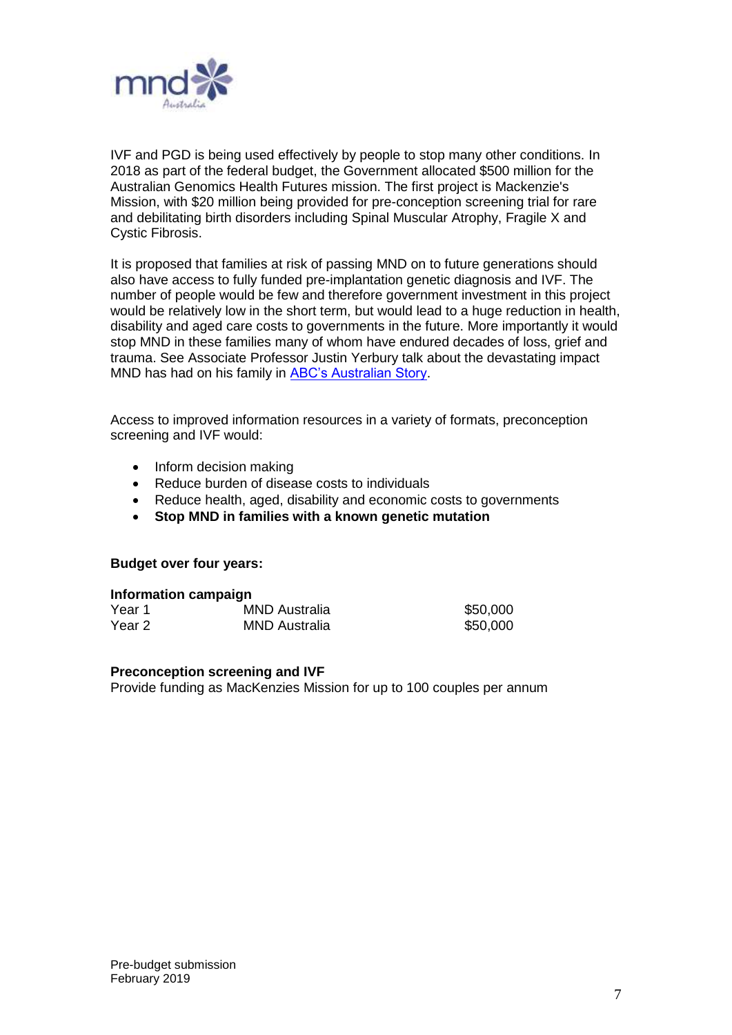IVF and PGD is being used effectively by people to stop many other conditions. In 2018 as part of the federal budget, the Government allocated $500 million for the Australian Genomics Health Futures mission. The first project is Mackenzie's Mission, with $20 million being provided for pre-conception screening trial for rare and debilitating birth disorders including Spinal Muscular Atrophy, Fragile X and Cystic Fibrosis.

It is proposed that families at risk of passing MND on to future generations should also have access to fully funded pre-implantation genetic diagnosis and IVF. The number of people would be few and therefore government investment in this project would be relatively low in the short term, but would lead to a huge reduction in health, disability and aged care costs to governments in the future. More importantly it would stop MND in these families many of whom have endured decades of loss, grief and trauma. See Associate Professor Justin Yerbury talk about the devastating impact MND has had on his family in ABC's Australian Story.

Access to improved information resources in a variety of formats, preconception screening and IVF would:

- Inform decision making
- Reduce burden of disease costs to individuals
- Reduce health, aged, disability and economic costs to governments
- **Stop MND in families with a known genetic mutation**

**Budget over four years:**

**Information campaign**

| | | |
|---|---|---|
| Year 1 | MND Australia | $50,000 |
| Year 2 | MND Australia | $50,000 |

**Preconception screening and IVF**

Provide funding as MacKenzies Mission for up to 100 couples per annum

Pre-budget submission
February 2019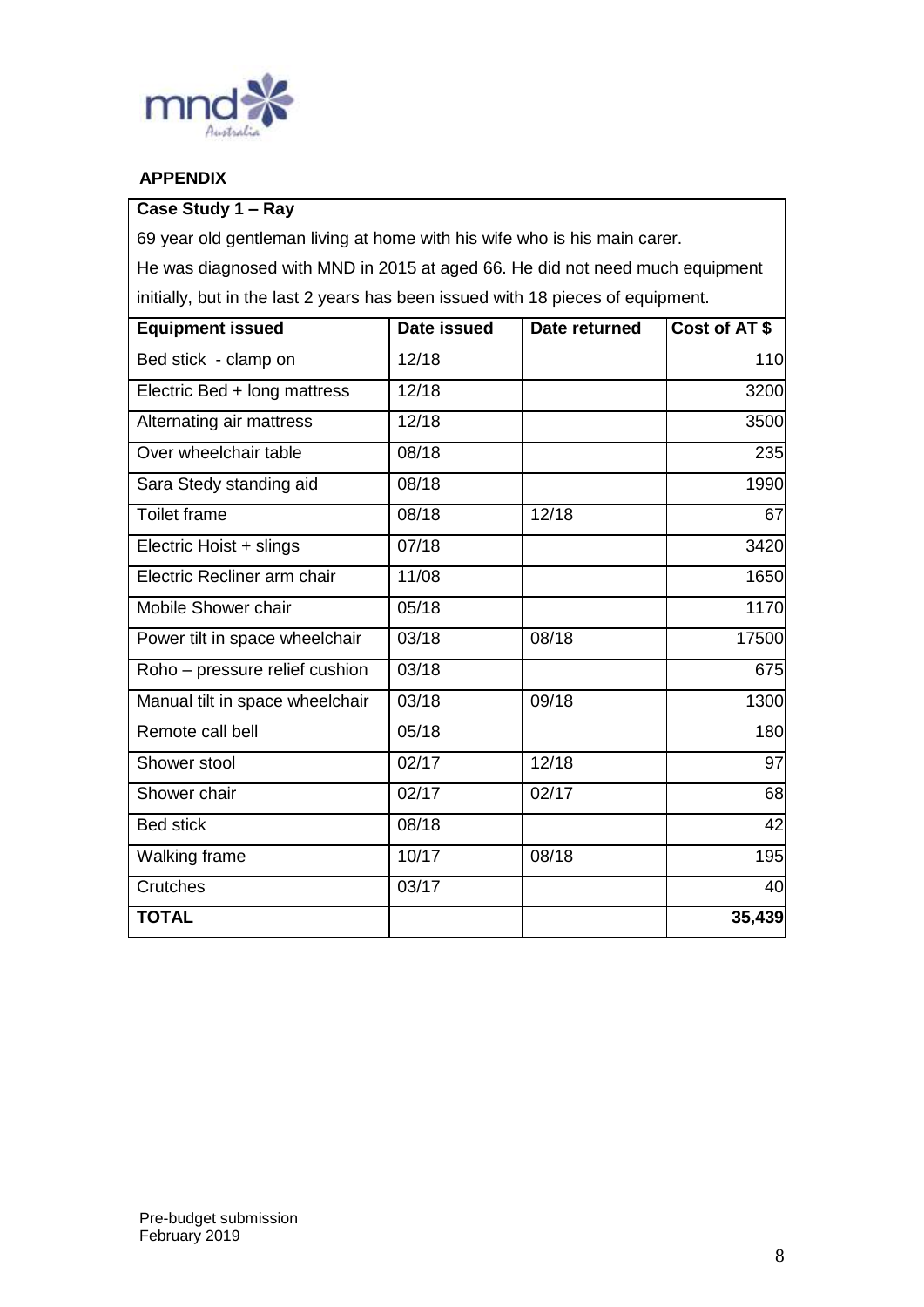**APPENDIX**

**Case Study 1 – Ray**

69 year old gentleman living at home with his wife who is his main carer.

He was diagnosed with MND in 2015 at aged 66. He did not need much equipment initially, but in the last 2 years has been issued with 18 pieces of equipment.

| Equipment issued | Date issued | Date returned | Cost of AT $ |
|---|---|---|---|
| Bed stick - clamp on | 12/18 | | 110 |
| Electric Bed + long mattress | 12/18 | | 3200 |
| Alternating air mattress | 12/18 | | 3500 |
| Over wheelchair table | 08/18 | | 235 |
| Sara Stedy standing aid | 08/18 | | 1990 |
| Toilet frame | 08/18 | 12/18 | 67 |
| Electric Hoist + slings | 07/18 | | 3420 |
| Electric Recliner arm chair | 11/08 | | 1650 |
| Mobile Shower chair | 05/18 | | 1170 |
| Power tilt in space wheelchair | 03/18 | 08/18 | 17500 |
| Roho – pressure relief cushion | 03/18 | | 675 |
| Manual tilt in space wheelchair | 03/18 | 09/18 | 1300 |
| Remote call bell | 05/18 | | 180 |
| Shower stool | 02/17 | 12/18 | 97 |
| Shower chair | 02/17 | 02/17 | 68 |
| Bed stick | 08/18 | | 42 |
| Walking frame | 10/17 | 08/18 | 195 |
| Crutches | 03/17 | | 40 |
| **TOTAL** | | | **35,439** |

Pre-budget submission
February 2019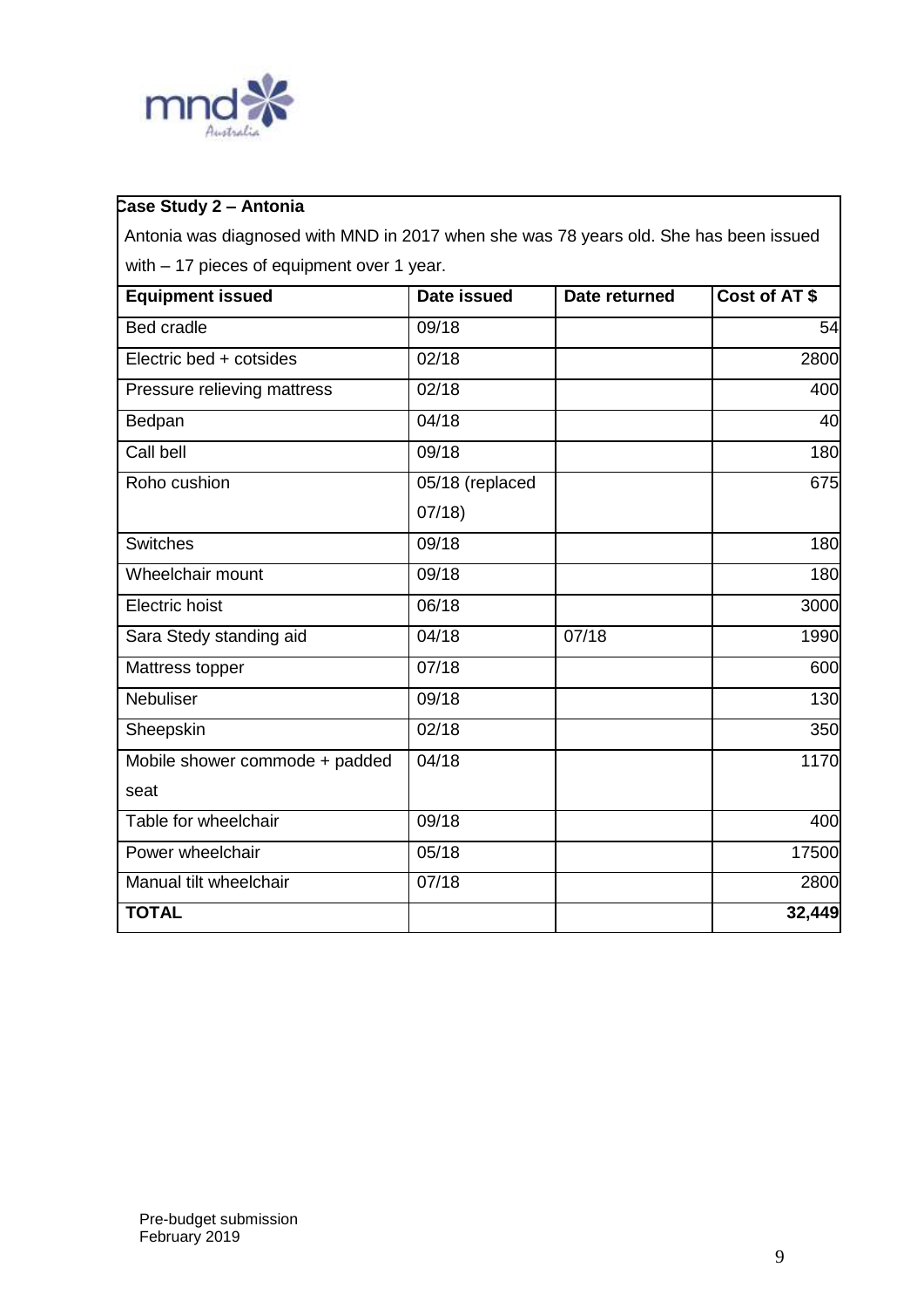**Case Study 2 – Antonia**

Antonia was diagnosed with MND in 2017 when she was 78 years old. She has been issued with – 17 pieces of equipment over 1 year.

| Equipment issued | Date issued | Date returned | Cost of AT $ |
|---|---|---|---|
| Bed cradle | 09/18 | | 54 |
| Electric bed + cotsides | 02/18 | | 2800 |
| Pressure relieving mattress | 02/18 | | 400 |
| Bedpan | 04/18 | | 40 |
| Call bell | 09/18 | | 180 |
| Roho cushion | 05/18 (replaced 07/18) | | 675 |
| Switches | 09/18 | | 180 |
| Wheelchair mount | 09/18 | | 180 |
| Electric hoist | 06/18 | | 3000 |
| Sara Stedy standing aid | 04/18 | 07/18 | 1990 |
| Mattress topper | 07/18 | | 600 |
| Nebuliser | 09/18 | | 130 |
| Sheepskin | 02/18 | | 350 |
| Mobile shower commode + padded seat | 04/18 | | 1170 |
| Table for wheelchair | 09/18 | | 400 |
| Power wheelchair | 05/18 | | 17500 |
| Manual tilt wheelchair | 07/18 | | 2800 |
| **TOTAL** | | | **32,449** |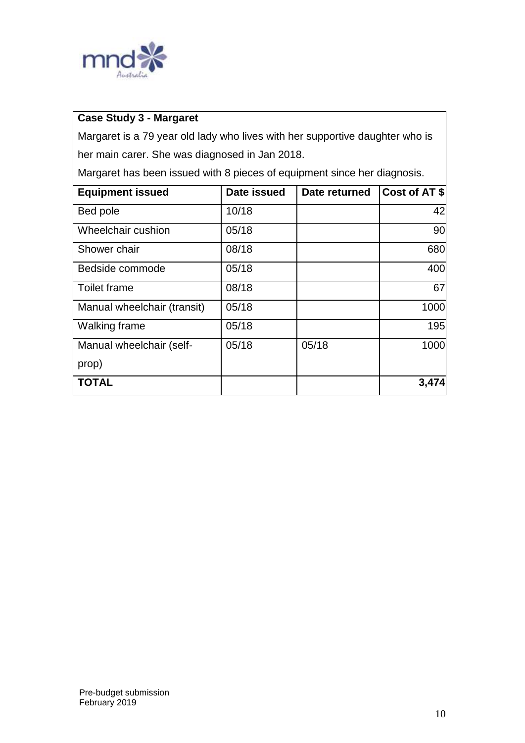**Case Study 3 - Margaret**

Margaret is a 79 year old lady who lives with her supportive daughter who is her main carer. She was diagnosed in Jan 2018.

Margaret has been issued with 8 pieces of equipment since her diagnosis.

| Equipment issued | Date issued | Date returned | Cost of AT $ |
|---|---|---|---|
| Bed pole | 10/18 | | 42 |
| Wheelchair cushion | 05/18 | | 90 |
| Shower chair | 08/18 | | 680 |
| Bedside commode | 05/18 | | 400 |
| Toilet frame | 08/18 | | 67 |
| Manual wheelchair (transit) | 05/18 | | 1000 |
| Walking frame | 05/18 | | 195 |
| Manual wheelchair (self-prop) | 05/18 | 05/18 | 1000 |
| **TOTAL** | | | **3,474** |